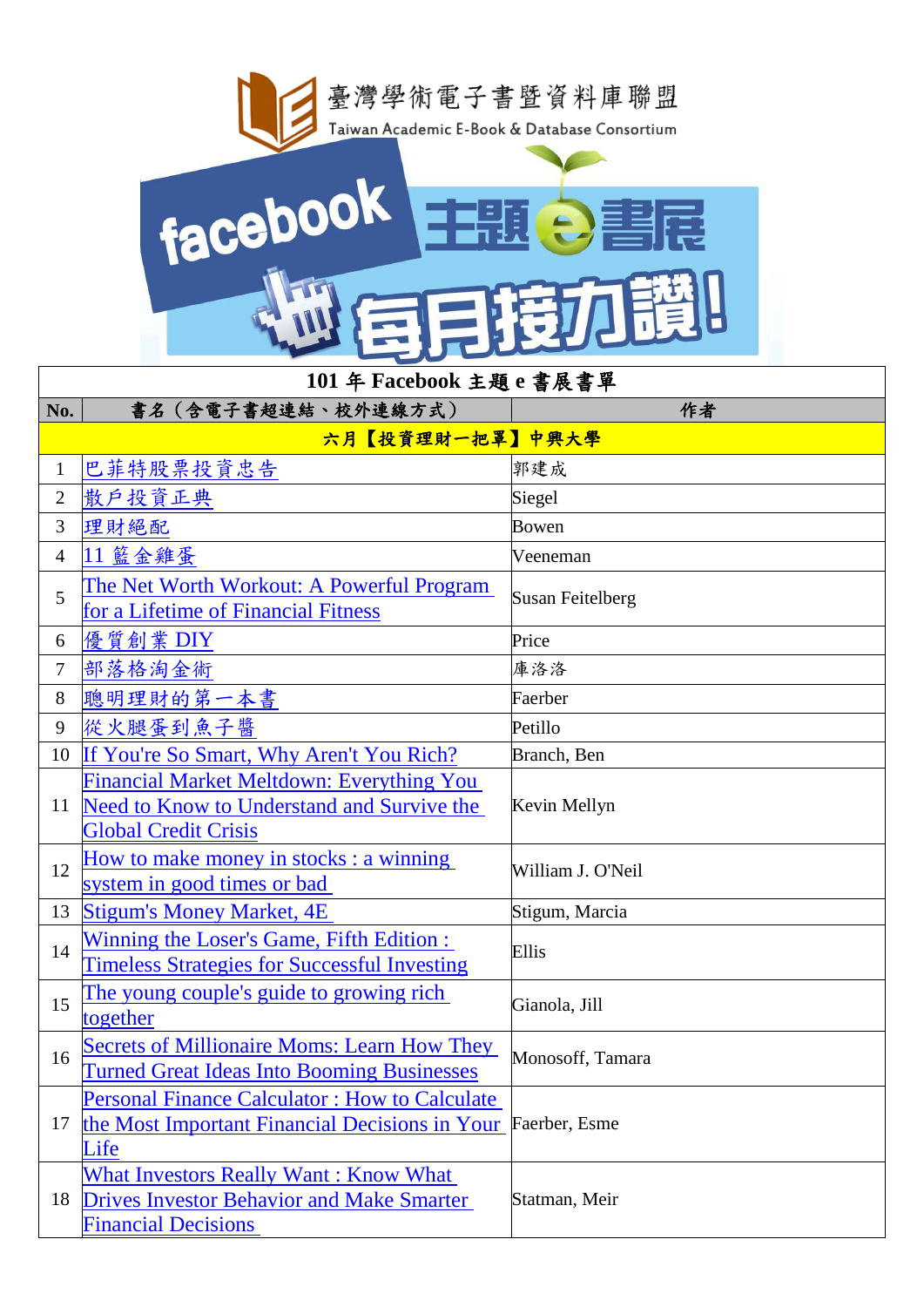臺灣學術電子書暨資料庫聯盟
Taiwan Academic E-Book & Database Consortium

facebook 主題e書展 每月接力讚!

| 101 年 Facebook 主題 e 書展書單 | | |
|---|---|---|
| No. | 書名（含電子書超連結、校外連線方式） | 作者 |
| 六月【投資理財一把罩】中興大學 | | |
| 1 | 巴菲特股票投資忠告 | 郭建成 |
| 2 | 散戶投資正典 | Siegel |
| 3 | 理財絕配 | Bowen |
| 4 | 11 籃金雞蛋 | Veeneman |
| 5 | The Net Worth Workout: A Powerful Program for a Lifetime of Financial Fitness | Susan Feitelberg |
| 6 | 優質創業 DIY | Price |
| 7 | 部落格淘金術 | 庫洛洛 |
| 8 | 聰明理財的第一本書 | Faerber |
| 9 | 從火腿蛋到魚子醬 | Petillo |
| 10 | If You're So Smart, Why Aren't You Rich? | Branch, Ben |
| 11 | Financial Market Meltdown: Everything You Need to Know to Understand and Survive the Global Credit Crisis | Kevin Mellyn |
| 12 | How to make money in stocks : a winning system in good times or bad | William J. O'Neil |
| 13 | Stigum's Money Market, 4E | Stigum, Marcia |
| 14 | Winning the Loser's Game, Fifth Edition : Timeless Strategies for Successful Investing | Ellis |
| 15 | The young couple's guide to growing rich together | Gianola, Jill |
| 16 | Secrets of Millionaire Moms: Learn How They Turned Great Ideas Into Booming Businesses | Monosoff, Tamara |
| 17 | Personal Finance Calculator : How to Calculate the Most Important Financial Decisions in Your Life | Faerber, Esme |
| 18 | What Investors Really Want : Know What Drives Investor Behavior and Make Smarter Financial Decisions | Statman, Meir |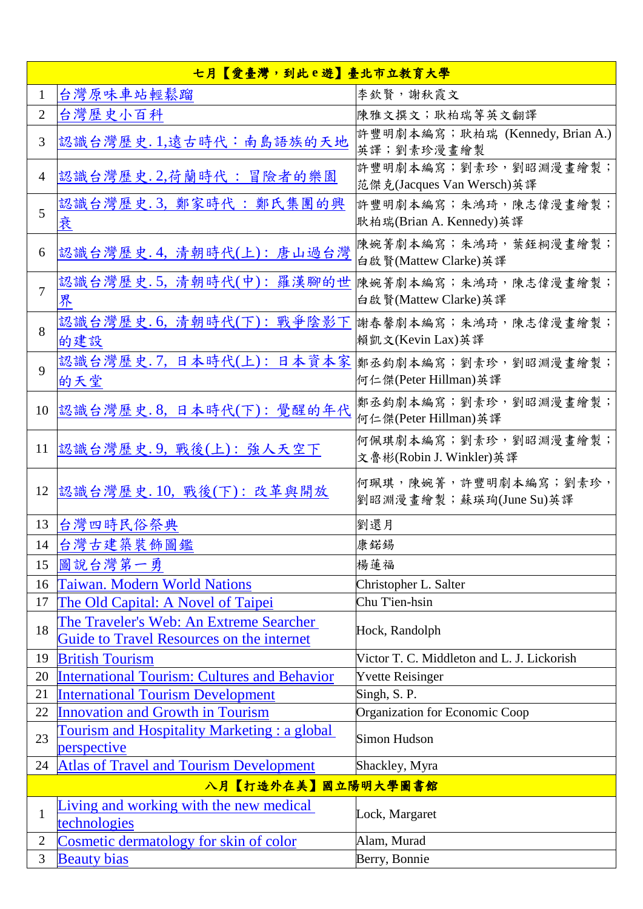| 七月【愛臺灣，到此 e 遊】臺北市立教育大學 | | |
|---|---|---|
| 1 | 台灣原味車站輕鬆蹓 | 李欽賢，謝秋霞文 |
| 2 | 台灣歷史小百科 | 陳雅文撰文；耿柏瑞等英文翻譯 |
| 3 | 認識台灣歷史.1,遠古時代：南島語族的天地 | 許豐明劇本編寫；耿柏瑞 (Kennedy, Brian A.)英譯；劉素珍漫畫繪製 |
| 4 | 認識台灣歷史.2,荷蘭時代：冒險者的樂園 | 許豐明劇本編寫；劉素珍，劉昭淵漫畫繪製；范傑克(Jacques Van Wersch)英譯 |
| 5 | 認識台灣歷史.3, 鄭家時代：鄭氏集團的興衰 | 許豐明劇本編寫；朱鴻琦，陳志偉漫畫繪製；耿柏瑞(Brian A. Kennedy)英譯 |
| 6 | 認識台灣歷史.4, 清朝時代(上)：唐山過台灣 | 陳婉箐劇本編寫；朱鴻琦，葉鈺桐漫畫繪製；白啟賢(Mattew Clarke)英譯 |
| 7 | 認識台灣歷史.5, 清朝時代(中)：羅漢腳的世界 | 陳婉箐劇本編寫；朱鴻琦，陳志偉漫畫繪製；白啟賢(Mattew Clarke)英譯 |
| 8 | 認識台灣歷史.6, 清朝時代(下)：戰爭陰影下的建設 | 謝春馨劇本編寫；朱鴻琦，陳志偉漫畫繪製；賴凱文(Kevin Lax)英譯 |
| 9 | 認識台灣歷史.7, 日本時代(上)：日本資本家的天堂 | 鄭丞鈞劇本編寫；劉素珍，劉昭淵漫畫繪製；何仁傑(Peter Hillman)英譯 |
| 10 | 認識台灣歷史.8, 日本時代(下)：覺醒的年代 | 鄭丞鈞劇本編寫；劉素珍，劉昭淵漫畫繪製；何仁傑(Peter Hillman)英譯 |
| 11 | 認識台灣歷史.9, 戰後(上)：強人天空下 | 何佩琪劇本編寫；劉素珍，劉昭淵漫畫繪製；文魯彬(Robin J. Winkler)英譯 |
| 12 | 認識台灣歷史.10, 戰後(下)：改革與開放 | 何珮琪，陳婉箐，許豐明劇本編寫；劉素珍，劉昭淵漫畫繪製；蘇瑛珣(June Su)英譯 |
| 13 | 台灣四時民俗祭典 | 劉還月 |
| 14 | 台灣古建築裝飾圖鑑 | 康鍩錫 |
| 15 | 圖說台灣第一勇 | 楊蓮福 |
| 16 | Taiwan. Modern World Nations | Christopher L. Salter |
| 17 | The Old Capital: A Novel of Taipei | Chu T'ien-hsin |
| 18 | The Traveler's Web: An Extreme Searcher Guide to Travel Resources on the internet | Hock, Randolph |
| 19 | British Tourism | Victor T. C. Middleton and L. J. Lickorish |
| 20 | International Tourism: Cultures and Behavior | Yvette Reisinger |
| 21 | International Tourism Development | Singh, S. P. |
| 22 | Innovation and Growth in Tourism | Organization for Economic Coop |
| 23 | Tourism and Hospitality Marketing : a global perspective | Simon Hudson |
| 24 | Atlas of Travel and Tourism Development | Shackley, Myra |
| 八月【打造外在美】國立陽明大學圖書館 | | |
| 1 | Living and working with the new medical technologies | Lock, Margaret |
| 2 | Cosmetic dermatology for skin of color | Alam, Murad |
| 3 | Beauty bias | Berry, Bonnie |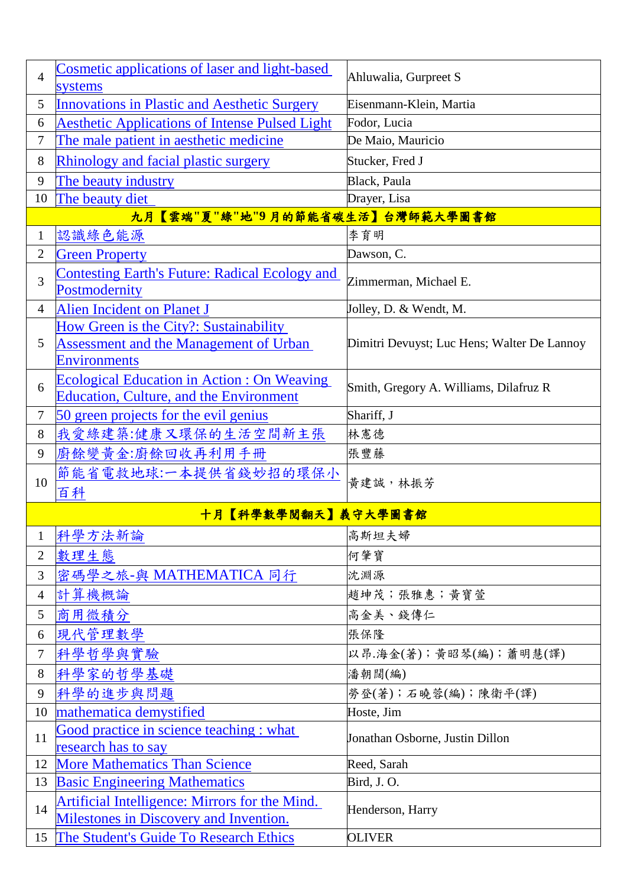| | | |
|---|---|---|
| 4 | Cosmetic applications of laser and light-based systems | Ahluwalia, Gurpreet S |
| 5 | Innovations in Plastic and Aesthetic Surgery | Eisenmann-Klein, Martia |
| 6 | Aesthetic Applications of Intense Pulsed Light | Fodor, Lucia |
| 7 | The male patient in aesthetic medicine | De Maio, Mauricio |
| 8 | Rhinology and facial plastic surgery | Stucker, Fred J |
| 9 | The beauty industry | Black, Paula |
| 10 | The beauty diet | Drayer, Lisa |
| **九月【雲端"夏"綠"地"9 月的節能省碳生活】台灣師範大學圖書館** | | |
| 1 | 認識綠色能源 | 李育明 |
| 2 | Green Property | Dawson, C. |
| 3 | Contesting Earth's Future: Radical Ecology and Postmodernity | Zimmerman, Michael E. |
| 4 | Alien Incident on Planet J | Jolley, D. & Wendt, M. |
| 5 | How Green is the City?: Sustainability Assessment and the Management of Urban Environments | Dimitri Devuyst; Luc Hens; Walter De Lannoy |
| 6 | Ecological Education in Action : On Weaving Education, Culture, and the Environment | Smith, Gregory A. Williams, Dilafruz R |
| 7 | 50 green projects for the evil genius | Shariff, J |
| 8 | 我愛綠建築:健康又環保的生活空間新主張 | 林憲德 |
| 9 | 廚餘變黃金:廚餘回收再利用手冊 | 張豐藤 |
| 10 | 節能省電救地球:一本提供省錢妙招的環保小百科 | 黃建誠，林振芳 |
| **十月【科學數學閱翻天】義守大學圖書館** | | |
| 1 | 科學方法新論 | 高斯坦夫婦 |
| 2 | 數理生態 | 何肇寶 |
| 3 | 密碼學之旅-與 MATHEMATICA 同行 | 沈淵源 |
| 4 | 計算機概論 | 趙坤茂；張雅惠；黃寶萱 |
| 5 | 商用微積分 | 高金美、錢傳仁 |
| 6 | 現代管理數學 | 張保隆 |
| 7 | 科學哲學與實驗 | 以昂.海金(著)；黃昭琴(編)；蕭明慧(譯) |
| 8 | 科學家的哲學基礎 | 潘朝闊(編) |
| 9 | 科學的進步與問題 | 勞登(著)；石曉蓉(編)；陳衛平(譯) |
| 10 | mathematica demystified | Hoste, Jim |
| 11 | Good practice in science teaching : what research has to say | Jonathan Osborne, Justin Dillon |
| 12 | More Mathematics Than Science | Reed, Sarah |
| 13 | Basic Engineering Mathematics | Bird, J. O. |
| 14 | Artificial Intelligence: Mirrors for the Mind. Milestones in Discovery and Invention. | Henderson, Harry |
| 15 | The Student's Guide To Research Ethics | OLIVER |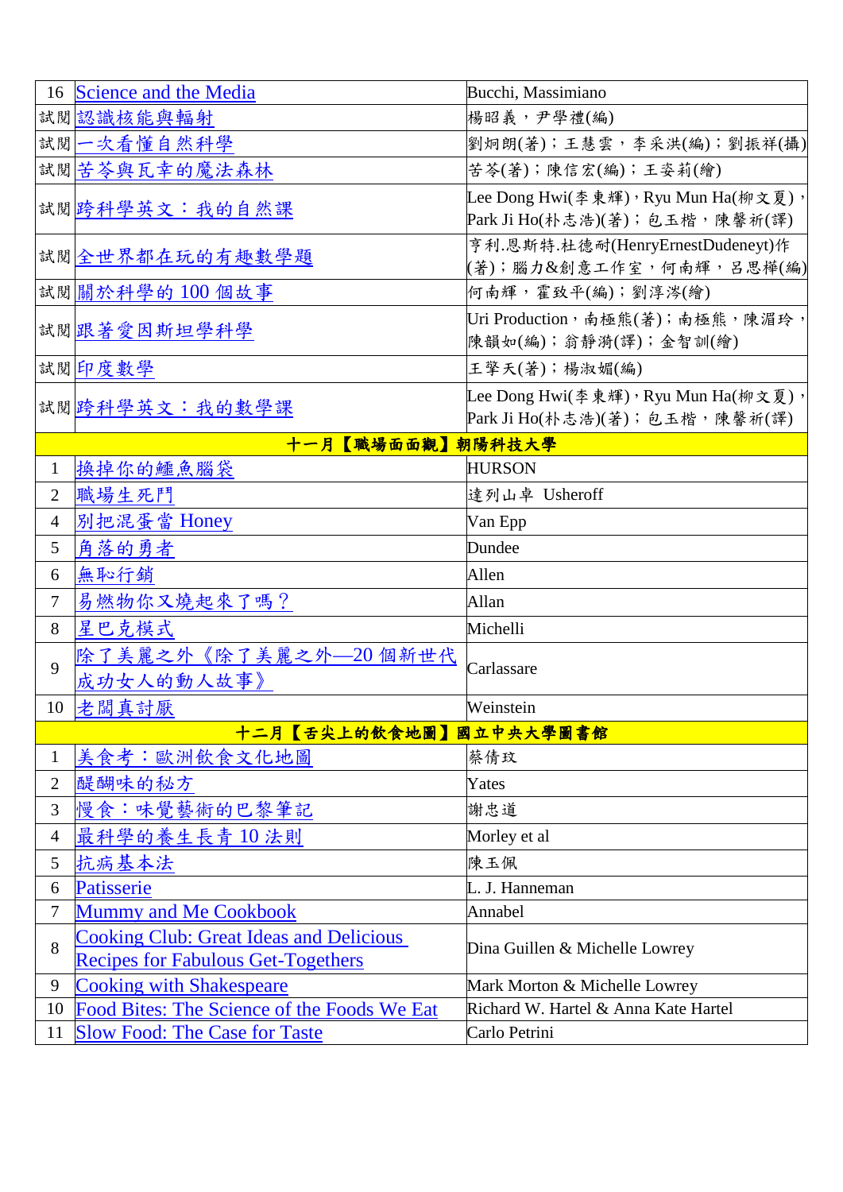| | | |
|---|---|---|
| 16 | Science and the Media | Bucchi, Massimiano |
| 試閱 | 認識核能與輻射 | 楊昭義，尹學禮(編) |
| 試閱 | 一次看懂自然科學 | 劉炯朗(著)；王慧雲，李采洪(編)；劉振祥(攝) |
| 試閱 | 苦苓與瓦幸的魔法森林 | 苦苓(著)；陳信宏(編)；王姿莉(繪) |
| 試閱 | 跨科學英文：我的自然課 | Lee Dong Hwi(李東輝)，Ryu Mun Ha(柳文夏)，Park Ji Ho(朴志浩)(著)；包玉楷，陳馨祈(譯) |
| 試閱 | 全世界都在玩的有趣數學題 | 亨利.恩斯特.杜德耐(HenryErnestDudeneyt)作(著)；腦力&創意工作室，何南輝，呂思樺(編) |
| 試閱 | 關於科學的 100 個故事 | 何南輝，霍致平(編)；劉淳涔(繪) |
| 試閱 | 跟著愛因斯坦學科學 | Uri Production，南極熊(著)；南極熊，陳湄玲，陳韻如(編)；翁靜漪(譯)；金智訓(繪) |
| 試閱 | 印度數學 | 王擎天(著)；楊淑媚(編) |
| 試閱 | 跨科學英文：我的數學課 | Lee Dong Hwi(李東輝)，Ryu Mun Ha(柳文夏)，Park Ji Ho(朴志浩)(著)；包玉楷，陳馨祈(譯) |
| **十一月【職場面面觀】朝陽科技大學** | | |
| 1 | 換掉你的鱷魚腦袋 | HURSON |
| 2 | 職場生死鬥 | 達列山卓 Usheroff |
| 4 | 別把混蛋當 Honey | Van Epp |
| 5 | 角落的勇者 | Dundee |
| 6 | 無恥行銷 | Allen |
| 7 | 易燃物你又燒起來了嗎？ | Allan |
| 8 | 星巴克模式 | Michelli |
| 9 | 除了美麗之外《除了美麗之外—20 個新世代成功女人的動人故事》 | Carlassare |
| 10 | 老闆真討厭 | Weinstein |
| **十二月【舌尖上的飲食地圖】國立中央大學圖書館** | | |
| 1 | 美食考：歐洲飲食文化地圖 | 蔡倩玟 |
| 2 | 醍醐味的秘方 | Yates |
| 3 | 慢食：味覺藝術的巴黎筆記 | 謝忠道 |
| 4 | 最科學的養生長青 10 法則 | Morley et al |
| 5 | 抗病基本法 | 陳玉佩 |
| 6 | Patisserie | L. J. Hanneman |
| 7 | Mummy and Me Cookbook | Annabel |
| 8 | Cooking Club: Great Ideas and Delicious Recipes for Fabulous Get-Togethers | Dina Guillen & Michelle Lowrey |
| 9 | Cooking with Shakespeare | Mark Morton & Michelle Lowrey |
| 10 | Food Bites: The Science of the Foods We Eat | Richard W. Hartel & Anna Kate Hartel |
| 11 | Slow Food: The Case for Taste | Carlo Petrini |